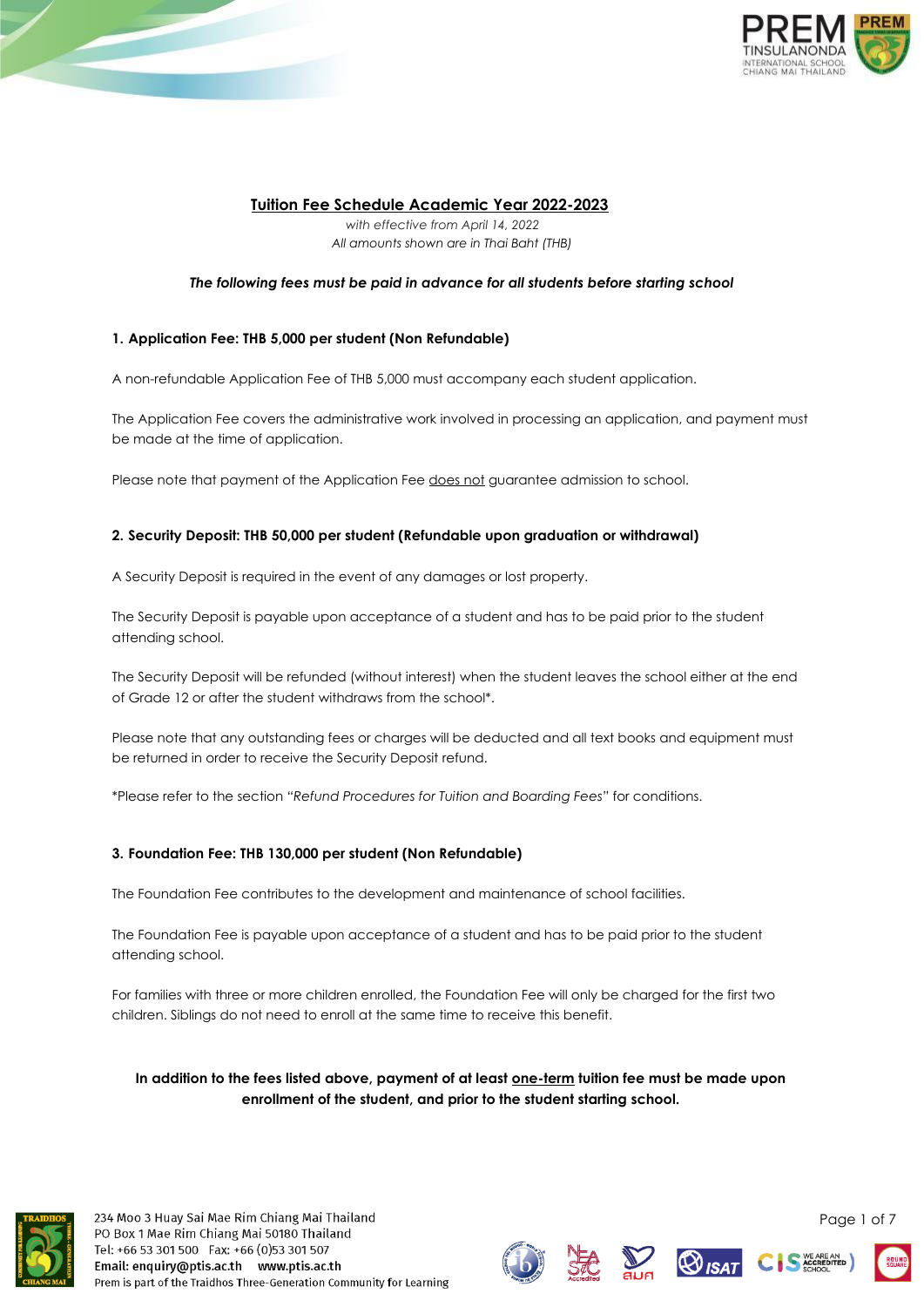# Tuition Fee Schedule Academic Year 2022-2023

*with effective from April 14, 2022*

*All amounts shown are in Thai Baht (THB)*

***The following fees must be paid in advance for all students before starting school***

### 1. Application Fee: THB 5,000 per student (Non Refundable)

A non-refundable Application Fee of THB 5,000 must accompany each student application.

The Application Fee covers the administrative work involved in processing an application, and payment must be made at the time of application.

Please note that payment of the Application Fee does not guarantee admission to school.

### 2. Security Deposit: THB 50,000 per student (Refundable upon graduation or withdrawal)

A Security Deposit is required in the event of any damages or lost property.

The Security Deposit is payable upon acceptance of a student and has to be paid prior to the student attending school.

The Security Deposit will be refunded (without interest) when the student leaves the school either at the end of Grade 12 or after the student withdraws from the school*.

Please note that any outstanding fees or charges will be deducted and all text books and equipment must be returned in order to receive the Security Deposit refund.

*Please refer to the section *"Refund Procedures for Tuition and Boarding Fees"* for conditions.

### 3. Foundation Fee: THB 130,000 per student (Non Refundable)

The Foundation Fee contributes to the development and maintenance of school facilities.

The Foundation Fee is payable upon acceptance of a student and has to be paid prior to the student attending school.

For families with three or more children enrolled, the Foundation Fee will only be charged for the first two children. Siblings do not need to enroll at the same time to receive this benefit.

**In addition to the fees listed above, payment of at least one-term tuition fee must be made upon enrollment of the student, and prior to the student starting school.**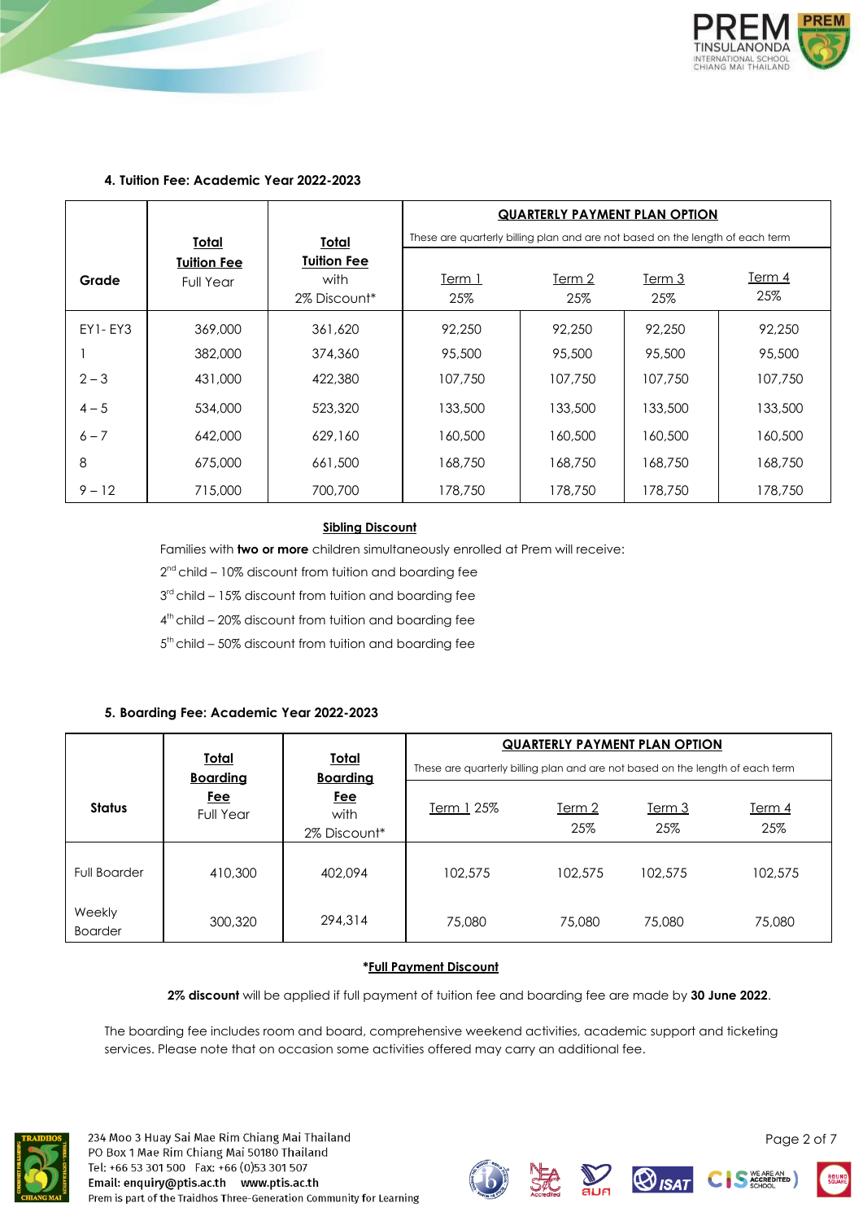## 4. Tuition Fee: Academic Year 2022-2023

| Grade | Total Tuition Fee Full Year | Total Tuition Fee with 2% Discount* | QUARTERLY PAYMENT PLAN OPTION These are quarterly billing plan and are not based on the length of each term | | | |
|---|---|---|---|---|---|---|
| | | | Term 1 25% | Term 2 25% | Term 3 25% | Term 4 25% |
| EY1- EY3 | 369,000 | 361,620 | 92,250 | 92,250 | 92,250 | 92,250 |
| 1 | 382,000 | 374,360 | 95,500 | 95,500 | 95,500 | 95,500 |
| 2 – 3 | 431,000 | 422,380 | 107,750 | 107,750 | 107,750 | 107,750 |
| 4 – 5 | 534,000 | 523,320 | 133,500 | 133,500 | 133,500 | 133,500 |
| 6 – 7 | 642,000 | 629,160 | 160,500 | 160,500 | 160,500 | 160,500 |
| 8 | 675,000 | 661,500 | 168,750 | 168,750 | 168,750 | 168,750 |
| 9 – 12 | 715,000 | 700,700 | 178,750 | 178,750 | 178,750 | 178,750 |

**Sibling Discount**

Families with **two or more** children simultaneously enrolled at Prem will receive:

2nd child – 10% discount from tuition and boarding fee

3rd child – 15% discount from tuition and boarding fee

4th child – 20% discount from tuition and boarding fee

5th child – 50% discount from tuition and boarding fee

## 5. Boarding Fee: Academic Year 2022-2023

| Status | Total Boarding Fee Full Year | Total Boarding Fee with 2% Discount* | QUARTERLY PAYMENT PLAN OPTION These are quarterly billing plan and are not based on the length of each term | | | |
|---|---|---|---|---|---|---|
| | | | Term 1 25% | Term 2 25% | Term 3 25% | Term 4 25% |
| Full Boarder | 410,300 | 402,094 | 102,575 | 102,575 | 102,575 | 102,575 |
| Weekly Boarder | 300,320 | 294,314 | 75,080 | 75,080 | 75,080 | 75,080 |

**\*Full Payment Discount**

**2% discount** will be applied if full payment of tuition fee and boarding fee are made by **30 June 2022**.

The boarding fee includes room and board, comprehensive weekend activities, academic support and ticketing services. Please note that on occasion some activities offered may carry an additional fee.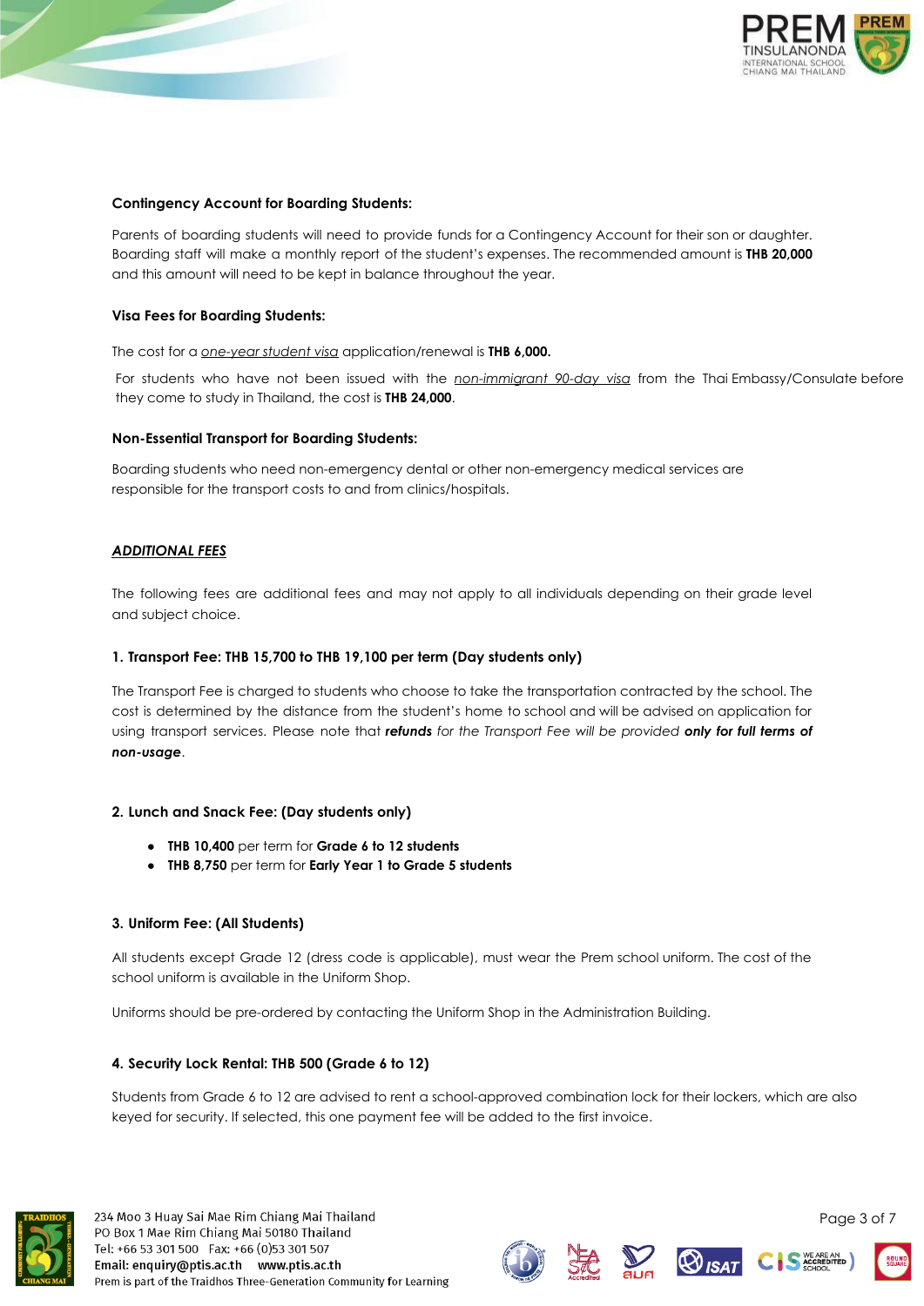**Contingency Account for Boarding Students:**

Parents of boarding students will need to provide funds for a Contingency Account for their son or daughter. Boarding staff will make a monthly report of the student's expenses. The recommended amount is **THB 20,000** and this amount will need to be kept in balance throughout the year.

**Visa Fees for Boarding Students:**

The cost for a *one-year student visa* application/renewal is **THB 6,000.**

For students who have not been issued with the *non-immigrant 90-day visa* from the Thai Embassy/Consulate before they come to study in Thailand, the cost is **THB 24,000**.

**Non-Essential Transport for Boarding Students:**

Boarding students who need non-emergency dental or other non-emergency medical services are responsible for the transport costs to and from clinics/hospitals.

## ***ADDITIONAL FEES***

The following fees are additional fees and may not apply to all individuals depending on their grade level and subject choice.

### 1. Transport Fee: THB 15,700 to THB 19,100 per term (Day students only)

The Transport Fee is charged to students who choose to take the transportation contracted by the school. The cost is determined by the distance from the student's home to school and will be advised on application for using transport services. Please note that ***refunds*** *for the Transport Fee will be provided* ***only for full terms of non-usage***.

### 2. Lunch and Snack Fee: (Day students only)

- **THB 10,400** per term for **Grade 6 to 12 students**
- **THB 8,750** per term for **Early Year 1 to Grade 5 students**

### 3. Uniform Fee: (All Students)

All students except Grade 12 (dress code is applicable), must wear the Prem school uniform. The cost of the school uniform is available in the Uniform Shop.

Uniforms should be pre-ordered by contacting the Uniform Shop in the Administration Building.

### 4. Security Lock Rental: THB 500 (Grade 6 to 12)

Students from Grade 6 to 12 are advised to rent a school-approved combination lock for their lockers, which are also keyed for security. If selected, this one payment fee will be added to the first invoice.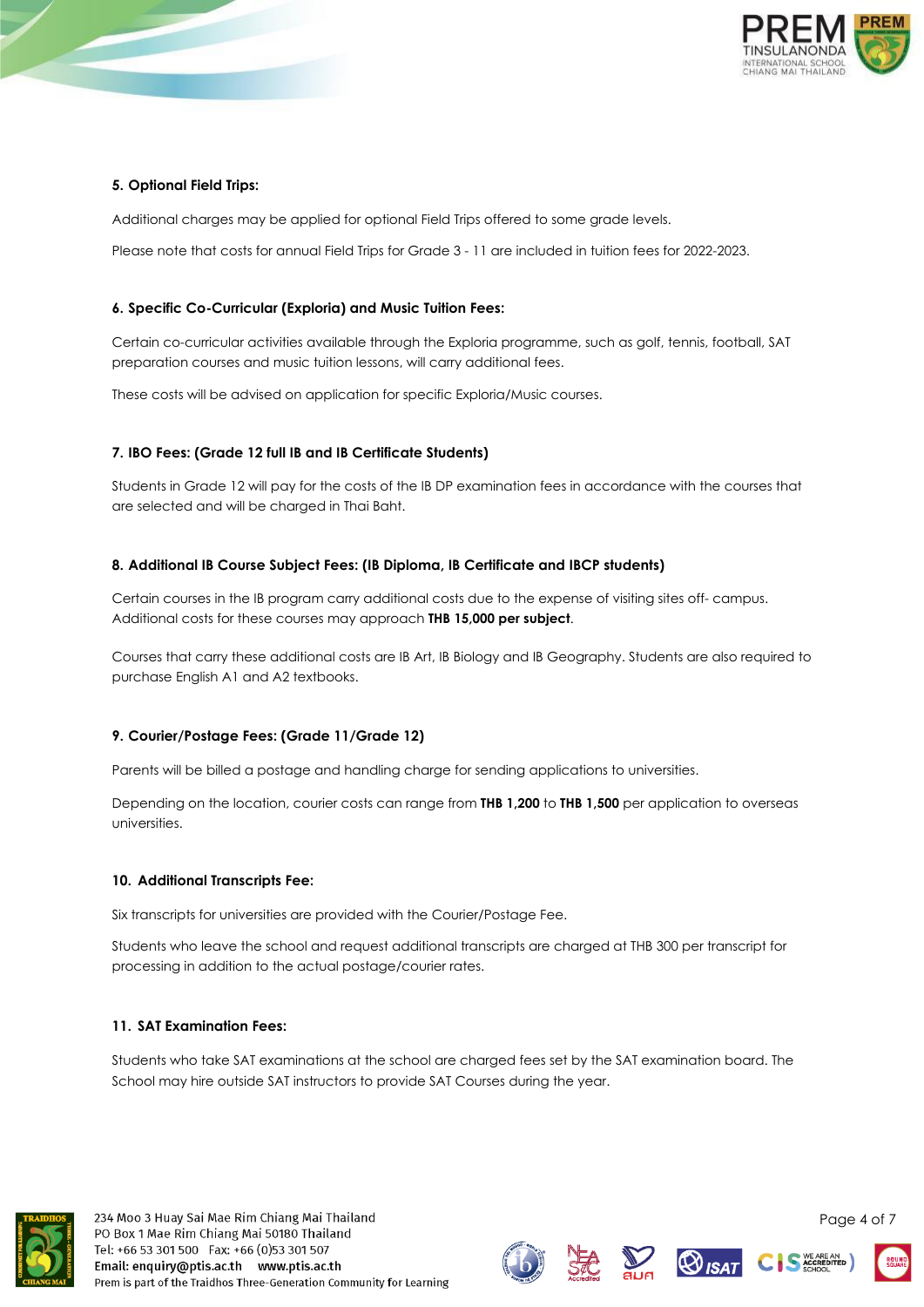### 5. Optional Field Trips:

Additional charges may be applied for optional Field Trips offered to some grade levels.

Please note that costs for annual Field Trips for Grade 3 - 11 are included in tuition fees for 2022-2023.

### 6. Specific Co-Curricular (Exploria) and Music Tuition Fees:

Certain co-curricular activities available through the Exploria programme, such as golf, tennis, football, SAT preparation courses and music tuition lessons, will carry additional fees.

These costs will be advised on application for specific Exploria/Music courses.

### 7. IBO Fees: (Grade 12 full IB and IB Certificate Students)

Students in Grade 12 will pay for the costs of the IB DP examination fees in accordance with the courses that are selected and will be charged in Thai Baht.

### 8. Additional IB Course Subject Fees: (IB Diploma, IB Certificate and IBCP students)

Certain courses in the IB program carry additional costs due to the expense of visiting sites off- campus. Additional costs for these courses may approach **THB 15,000 per subject**.

Courses that carry these additional costs are IB Art, IB Biology and IB Geography. Students are also required to purchase English A1 and A2 textbooks.

### 9. Courier/Postage Fees: (Grade 11/Grade 12)

Parents will be billed a postage and handling charge for sending applications to universities.

Depending on the location, courier costs can range from **THB 1,200** to **THB 1,500** per application to overseas universities.

### 10. Additional Transcripts Fee:

Six transcripts for universities are provided with the Courier/Postage Fee.

Students who leave the school and request additional transcripts are charged at THB 300 per transcript for processing in addition to the actual postage/courier rates.

### 11. SAT Examination Fees:

Students who take SAT examinations at the school are charged fees set by the SAT examination board. The School may hire outside SAT instructors to provide SAT Courses during the year.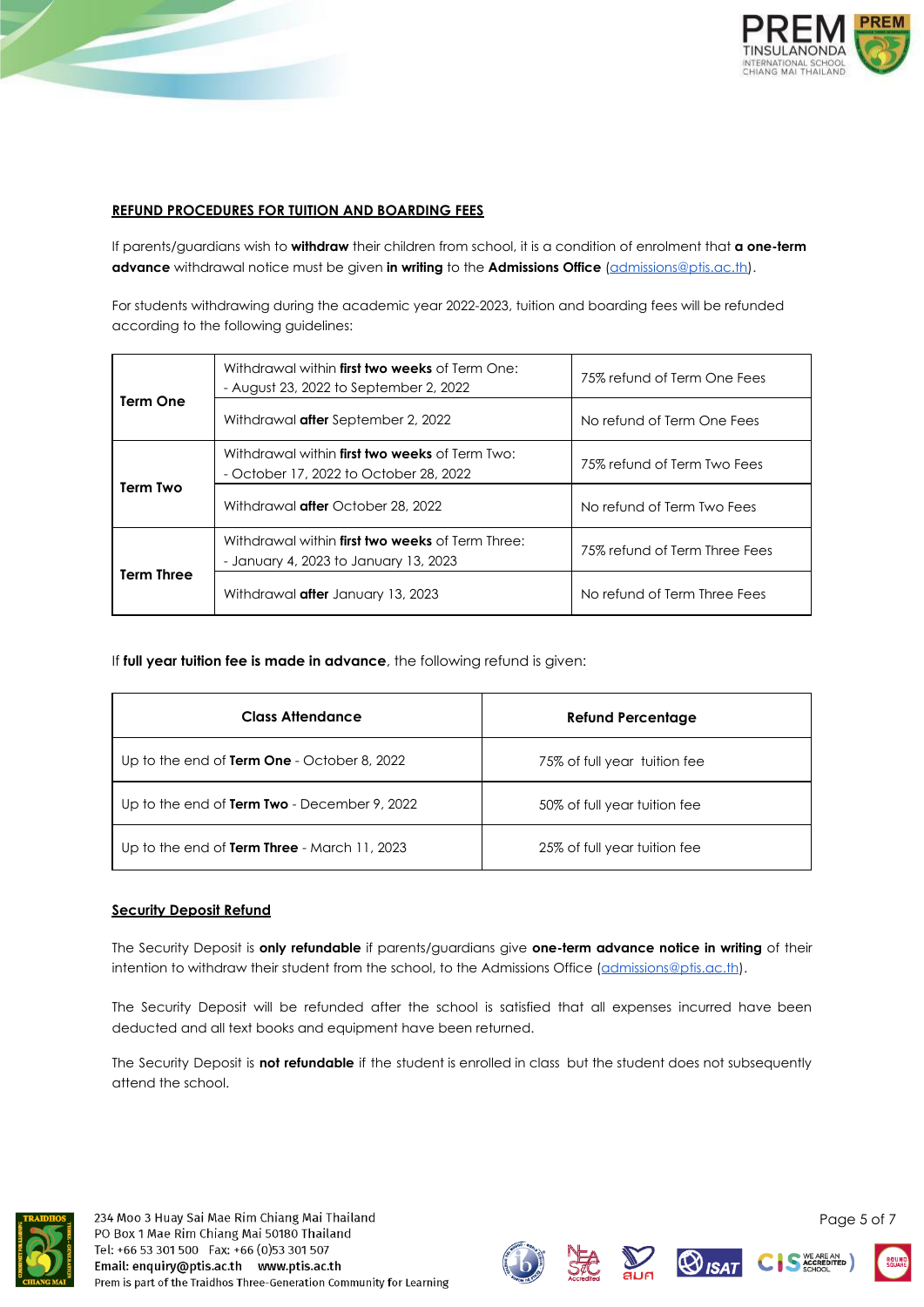## REFUND PROCEDURES FOR TUITION AND BOARDING FEES

If parents/guardians wish to **withdraw** their children from school, it is a condition of enrolment that **a one-term advance** withdrawal notice must be given **in writing** to the **Admissions Office** (admissions@ptis.ac.th).

For students withdrawing during the academic year 2022-2023, tuition and boarding fees will be refunded according to the following guidelines:

| | | |
|---|---|---|
| **Term One** | Withdrawal within **first two weeks** of Term One: - August 23, 2022 to September 2, 2022 | 75% refund of Term One Fees |
| | Withdrawal **after** September 2, 2022 | No refund of Term One Fees |
| **Term Two** | Withdrawal within **first two weeks** of Term Two: - October 17, 2022 to October 28, 2022 | 75% refund of Term Two Fees |
| | Withdrawal **after** October 28, 2022 | No refund of Term Two Fees |
| **Term Three** | Withdrawal within **first two weeks** of Term Three: - January 4, 2023 to January 13, 2023 | 75% refund of Term Three Fees |
| | Withdrawal **after** January 13, 2023 | No refund of Term Three Fees |

If **full year tuition fee is made in advance**, the following refund is given:

| Class Attendance | Refund Percentage |
|---|---|
| Up to the end of **Term One** - October 8, 2022 | 75% of full year tuition fee |
| Up to the end of **Term Two** - December 9, 2022 | 50% of full year tuition fee |
| Up to the end of **Term Three** - March 11, 2023 | 25% of full year tuition fee |

### Security Deposit Refund

The Security Deposit is **only refundable** if parents/guardians give **one-term advance notice in writing** of their intention to withdraw their student from the school, to the Admissions Office (admissions@ptis.ac.th).

The Security Deposit will be refunded after the school is satisfied that all expenses incurred have been deducted and all text books and equipment have been returned.

The Security Deposit is **not refundable** if the student is enrolled in class but the student does not subsequently attend the school.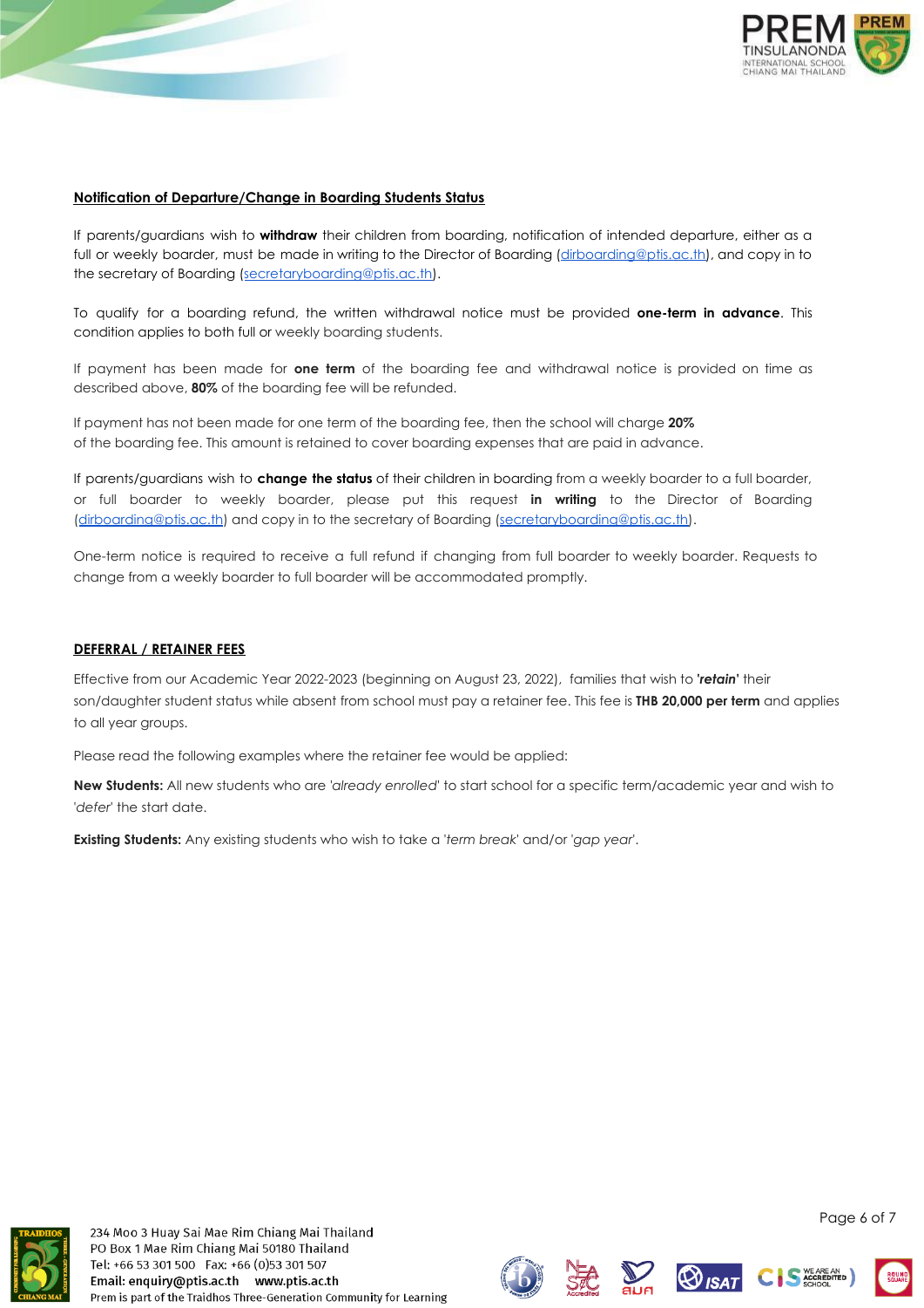**Notification of Departure/Change in Boarding Students Status**

If parents/guardians wish to **withdraw** their children from boarding, notification of intended departure, either as a full or weekly boarder, must be made in writing to the Director of Boarding (dirboarding@ptis.ac.th), and copy in to the secretary of Boarding (secretaryboarding@ptis.ac.th).

To qualify for a boarding refund, the written withdrawal notice must be provided **one-term in advance**. This condition applies to both full or weekly boarding students.

If payment has been made for **one term** of the boarding fee and withdrawal notice is provided on time as described above, **80%** of the boarding fee will be refunded.

If payment has not been made for one term of the boarding fee, then the school will charge **20%** of the boarding fee. This amount is retained to cover boarding expenses that are paid in advance.

If parents/guardians wish to **change the status** of their children in boarding from a weekly boarder to a full boarder, or full boarder to weekly boarder, please put this request **in writing** to the Director of Boarding (dirboarding@ptis.ac.th) and copy in to the secretary of Boarding (secretaryboarding@ptis.ac.th).

One-term notice is required to receive a full refund if changing from full boarder to weekly boarder. Requests to change from a weekly boarder to full boarder will be accommodated promptly.

**DEFERRAL / RETAINER FEES**

Effective from our Academic Year 2022-2023 (beginning on August 23, 2022), families that wish to ***'retain'*** their son/daughter student status while absent from school must pay a retainer fee. This fee is **THB 20,000 per term** and applies to all year groups.

Please read the following examples where the retainer fee would be applied:

**New Students:** All new students who are '*already enrolled*' to start school for a specific term/academic year and wish to '*defer*' the start date.

**Existing Students:** Any existing students who wish to take a '*term break*' and/or '*gap year*'.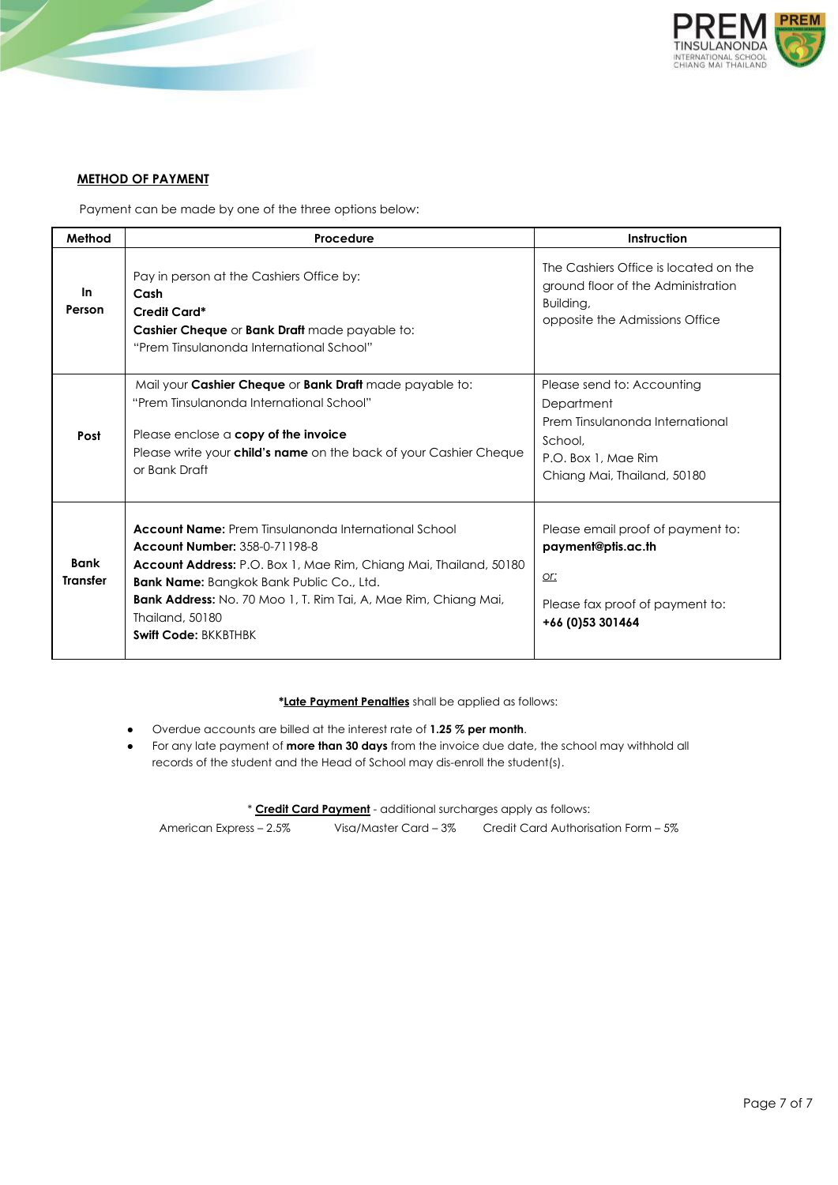## METHOD OF PAYMENT

Payment can be made by one of the three options below:

| Method | Procedure | Instruction |
|---|---|---|
| **In Person** | Pay in person at the Cashiers Office by:<br>**Cash**<br>**Credit Card***<br>**Cashier Cheque** or **Bank Draft** made payable to:<br>"Prem Tinsulanonda International School" | The Cashiers Office is located on the ground floor of the Administration Building,<br>opposite the Admissions Office |
| **Post** | Mail your **Cashier Cheque** or **Bank Draft** made payable to:<br>"Prem Tinsulanonda International School"<br><br>Please enclose a **copy of the invoice**<br>Please write your **child's name** on the back of your Cashier Cheque or Bank Draft | Please send to: Accounting Department<br>Prem Tinsulanonda International School,<br>P.O. Box 1, Mae Rim<br>Chiang Mai, Thailand, 50180 |
| **Bank Transfer** | **Account Name:** Prem Tinsulanonda International School<br>**Account Number:** 358-0-71198-8<br>**Account Address:** P.O. Box 1, Mae Rim, Chiang Mai, Thailand, 50180<br>**Bank Name:** Bangkok Bank Public Co., Ltd.<br>**Bank Address:** No. 70 Moo 1, T. Rim Tai, A, Mae Rim, Chiang Mai, Thailand, 50180<br>**Swift Code:** BKKBTHBK | Please email proof of payment to:<br>**payment@ptis.ac.th**<br><br>*or:*<br><br>Please fax proof of payment to:<br>**+66 (0)53 301464** |

***Late Payment Penalties** shall be applied as follows:

- Overdue accounts are billed at the interest rate of **1.25 % per month**.
- For any late payment of **more than 30 days** from the invoice due date, the school may withhold all records of the student and the Head of School may dis-enroll the student(s).

* **Credit Card Payment** - additional surcharges apply as follows:

American Express – 2.5% Visa/Master Card – 3% Credit Card Authorisation Form – 5%